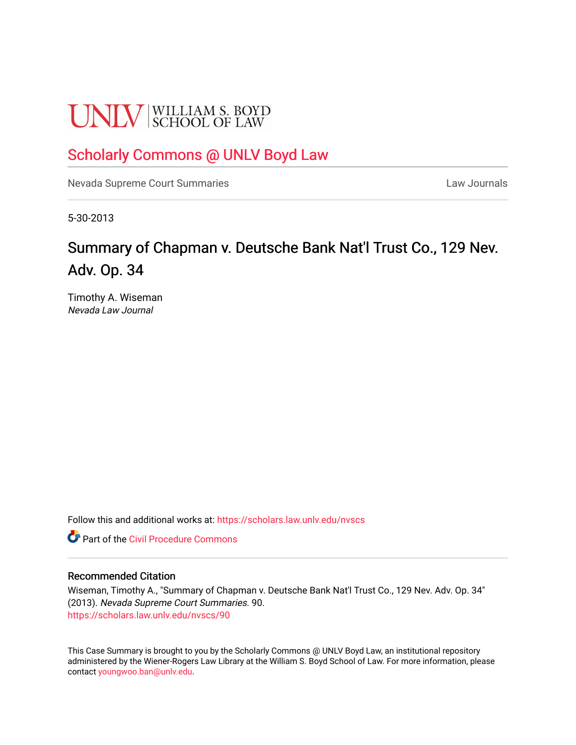UNLV | WILLIAM S. BOYD SCHOOL OF LAW

# Scholarly Commons @ UNLV Boyd Law

Nevada Supreme Court Summaries | Law Journals

5-30-2013

## Summary of Chapman v. Deutsche Bank Nat'l Trust Co., 129 Nev. Adv. Op. 34

Timothy A. Wiseman
*Nevada Law Journal*

Follow this and additional works at: https://scholars.law.unlv.edu/nvscs

Part of the Civil Procedure Commons

### Recommended Citation

Wiseman, Timothy A., "Summary of Chapman v. Deutsche Bank Nat'l Trust Co., 129 Nev. Adv. Op. 34" (2013). *Nevada Supreme Court Summaries*. 90.
https://scholars.law.unlv.edu/nvscs/90

This Case Summary is brought to you by the Scholarly Commons @ UNLV Boyd Law, an institutional repository administered by the Wiener-Rogers Law Library at the William S. Boyd School of Law. For more information, please contact youngwoo.ban@unlv.edu.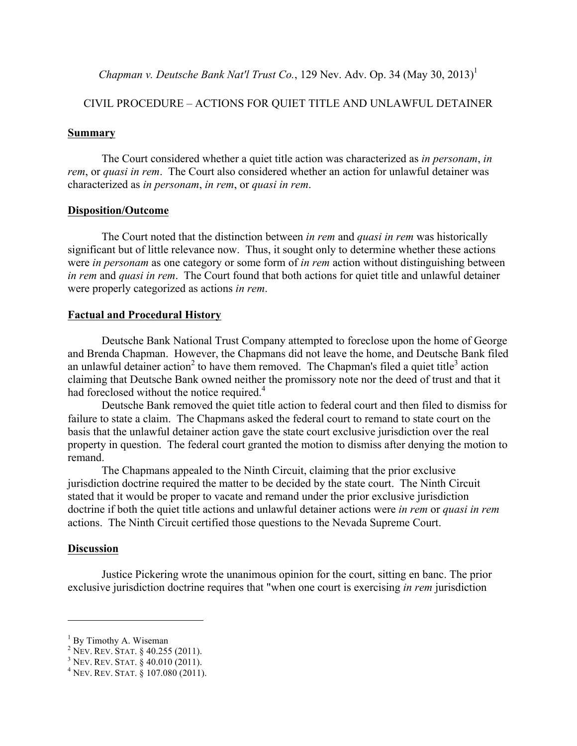*Chapman v. Deutsche Bank Nat'l Trust Co.*, 129 Nev. Adv. Op. 34 (May 30, 2013)[1]

CIVIL PROCEDURE – ACTIONS FOR QUIET TITLE AND UNLAWFUL DETAINER

**Summary**

The Court considered whether a quiet title action was characterized as *in personam*, *in rem*, or *quasi in rem*. The Court also considered whether an action for unlawful detainer was characterized as *in personam*, *in rem*, or *quasi in rem*.

**Disposition/Outcome**

The Court noted that the distinction between *in rem* and *quasi in rem* was historically significant but of little relevance now. Thus, it sought only to determine whether these actions were *in personam* as one category or some form of *in rem* action without distinguishing between *in rem* and *quasi in rem*. The Court found that both actions for quiet title and unlawful detainer were properly categorized as actions *in rem*.

**Factual and Procedural History**

Deutsche Bank National Trust Company attempted to foreclose upon the home of George and Brenda Chapman. However, the Chapmans did not leave the home, and Deutsche Bank filed an unlawful detainer action[2] to have them removed. The Chapman's filed a quiet title[3] action claiming that Deutsche Bank owned neither the promissory note nor the deed of trust and that it had foreclosed without the notice required.[4]

Deutsche Bank removed the quiet title action to federal court and then filed to dismiss for failure to state a claim. The Chapmans asked the federal court to remand to state court on the basis that the unlawful detainer action gave the state court exclusive jurisdiction over the real property in question. The federal court granted the motion to dismiss after denying the motion to remand.

The Chapmans appealed to the Ninth Circuit, claiming that the prior exclusive jurisdiction doctrine required the matter to be decided by the state court. The Ninth Circuit stated that it would be proper to vacate and remand under the prior exclusive jurisdiction doctrine if both the quiet title actions and unlawful detainer actions were *in rem* or *quasi in rem* actions. The Ninth Circuit certified those questions to the Nevada Supreme Court.

**Discussion**

Justice Pickering wrote the unanimous opinion for the court, sitting en banc. The prior exclusive jurisdiction doctrine requires that "when one court is exercising *in rem* jurisdiction

---

[1] By Timothy A. Wiseman
[2] NEV. REV. STAT. § 40.255 (2011).
[3] NEV. REV. STAT. § 40.010 (2011).
[4] NEV. REV. STAT. § 107.080 (2011).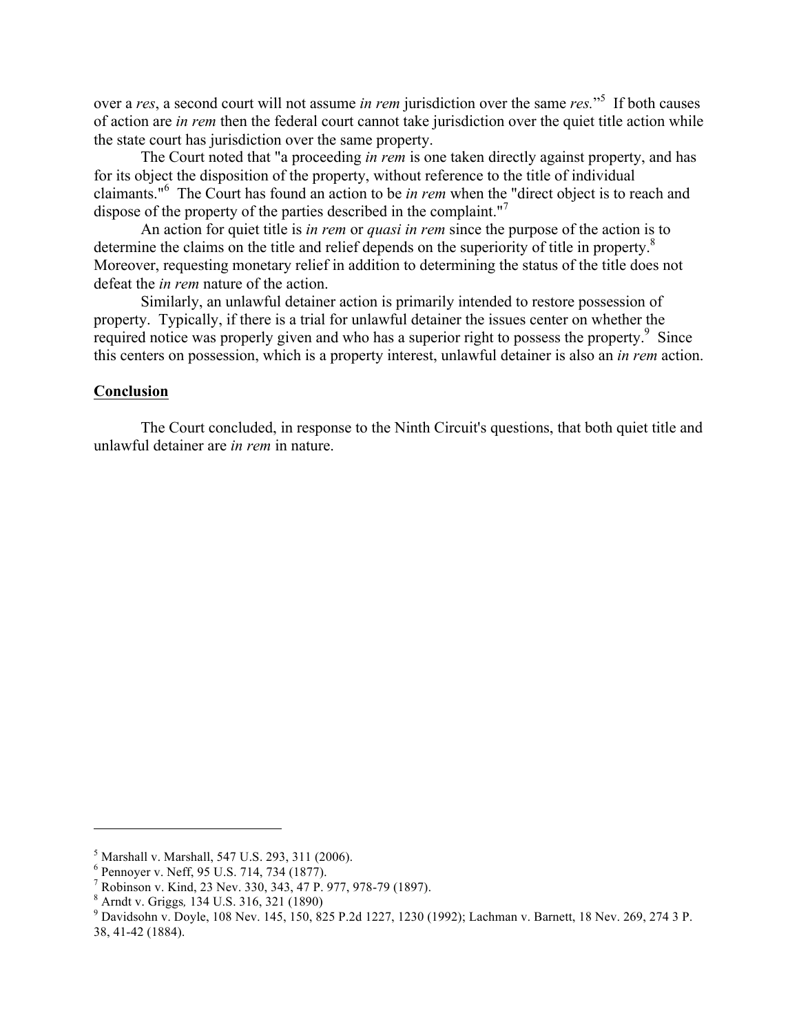over a *res*, a second court will not assume *in rem* jurisdiction over the same *res*."[5] If both causes of action are *in rem* then the federal court cannot take jurisdiction over the quiet title action while the state court has jurisdiction over the same property.

The Court noted that "a proceeding *in rem* is one taken directly against property, and has for its object the disposition of the property, without reference to the title of individual claimants."[6] The Court has found an action to be *in rem* when the "direct object is to reach and dispose of the property of the parties described in the complaint."[7]

An action for quiet title is *in rem* or *quasi in rem* since the purpose of the action is to determine the claims on the title and relief depends on the superiority of title in property.[8] Moreover, requesting monetary relief in addition to determining the status of the title does not defeat the *in rem* nature of the action.

Similarly, an unlawful detainer action is primarily intended to restore possession of property. Typically, if there is a trial for unlawful detainer the issues center on whether the required notice was properly given and who has a superior right to possess the property.[9] Since this centers on possession, which is a property interest, unlawful detainer is also an *in rem* action.

**<u>Conclusion</u>**

The Court concluded, in response to the Ninth Circuit's questions, that both quiet title and unlawful detainer are *in rem* in nature.

---

[5] Marshall v. Marshall, 547 U.S. 293, 311 (2006).
[6] Pennoyer v. Neff, 95 U.S. 714, 734 (1877).
[7] Robinson v. Kind, 23 Nev. 330, 343, 47 P. 977, 978-79 (1897).
[8] Arndt v. Griggs*,* 134 U.S. 316, 321 (1890)
[9] Davidsohn v. Doyle, 108 Nev. 145, 150, 825 P.2d 1227, 1230 (1992); Lachman v. Barnett, 18 Nev. 269, 274 3 P. 38, 41-42 (1884).